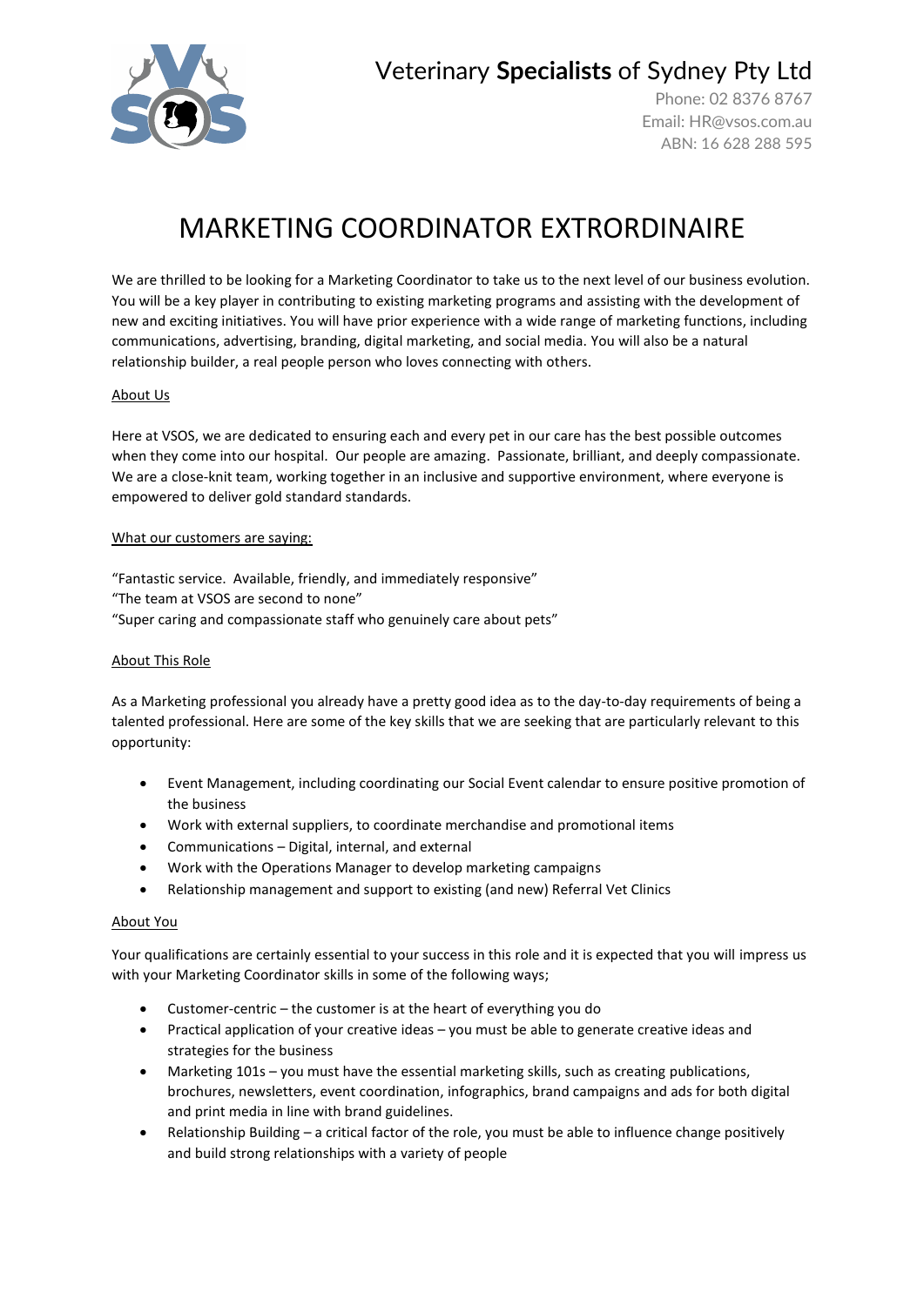# Veterinary **Specialists** of Sydney Pty Ltd

Phone: 02 8376 8767
Email: HR@vsos.com.au
ABN: 16 628 288 595

# MARKETING COORDINATOR EXTRORDINAIRE

We are thrilled to be looking for a Marketing Coordinator to take us to the next level of our business evolution. You will be a key player in contributing to existing marketing programs and assisting with the development of new and exciting initiatives. You will have prior experience with a wide range of marketing functions, including communications, advertising, branding, digital marketing, and social media. You will also be a natural relationship builder, a real people person who loves connecting with others.

## About Us

Here at VSOS, we are dedicated to ensuring each and every pet in our care has the best possible outcomes when they come into our hospital. Our people are amazing. Passionate, brilliant, and deeply compassionate. We are a close-knit team, working together in an inclusive and supportive environment, where everyone is empowered to deliver gold standard standards.

## What our customers are saying:

"Fantastic service. Available, friendly, and immediately responsive"
"The team at VSOS are second to none"
"Super caring and compassionate staff who genuinely care about pets"

## About This Role

As a Marketing professional you already have a pretty good idea as to the day-to-day requirements of being a talented professional. Here are some of the key skills that we are seeking that are particularly relevant to this opportunity:

- Event Management, including coordinating our Social Event calendar to ensure positive promotion of the business
- Work with external suppliers, to coordinate merchandise and promotional items
- Communications – Digital, internal, and external
- Work with the Operations Manager to develop marketing campaigns
- Relationship management and support to existing (and new) Referral Vet Clinics

## About You

Your qualifications are certainly essential to your success in this role and it is expected that you will impress us with your Marketing Coordinator skills in some of the following ways;

- Customer-centric – the customer is at the heart of everything you do
- Practical application of your creative ideas – you must be able to generate creative ideas and strategies for the business
- Marketing 101s – you must have the essential marketing skills, such as creating publications, brochures, newsletters, event coordination, infographics, brand campaigns and ads for both digital and print media in line with brand guidelines.
- Relationship Building – a critical factor of the role, you must be able to influence change positively and build strong relationships with a variety of people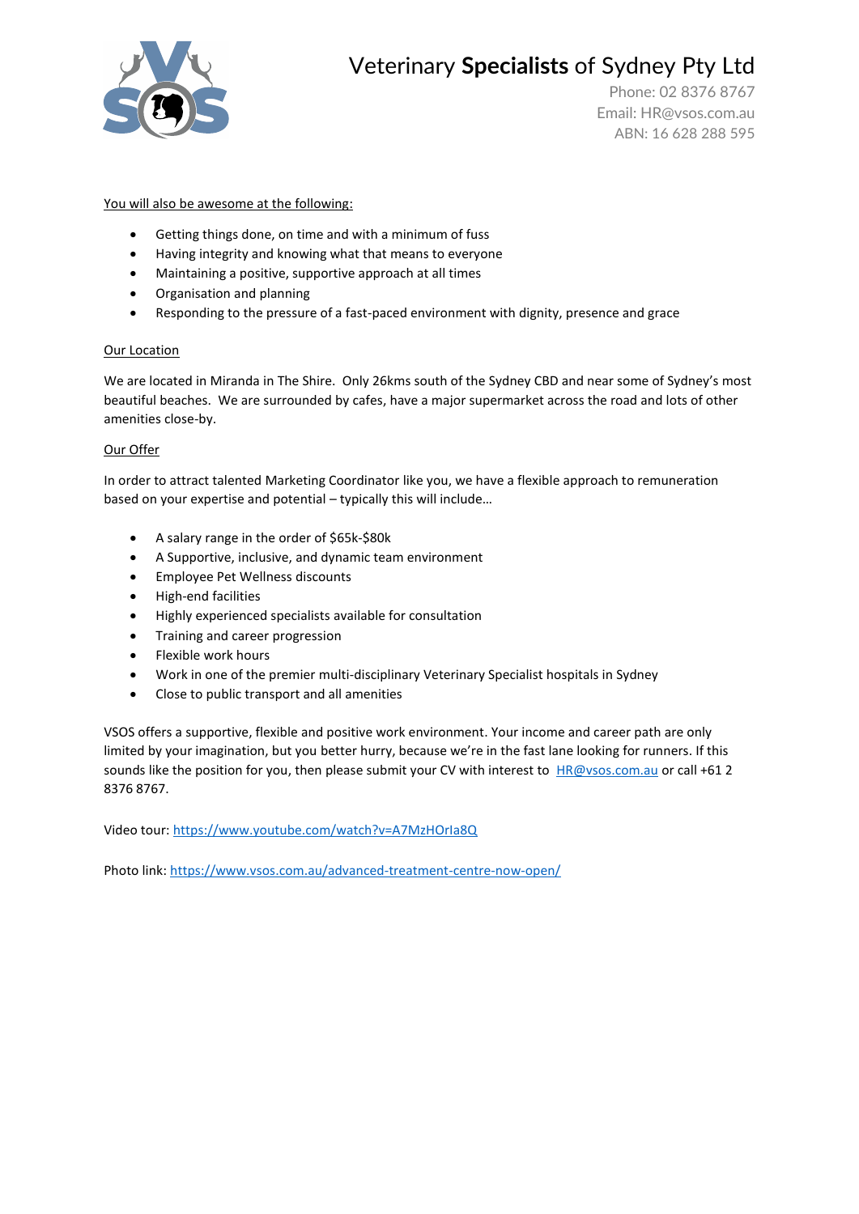# Veterinary **Specialists** of Sydney Pty Ltd

Phone: 02 8376 8767
Email: HR@vsos.com.au
ABN: 16 628 288 595

You will also be awesome at the following:

- Getting things done, on time and with a minimum of fuss
- Having integrity and knowing what that means to everyone
- Maintaining a positive, supportive approach at all times
- Organisation and planning
- Responding to the pressure of a fast-paced environment with dignity, presence and grace

Our Location

We are located in Miranda in The Shire. Only 26kms south of the Sydney CBD and near some of Sydney's most beautiful beaches. We are surrounded by cafes, have a major supermarket across the road and lots of other amenities close-by.

Our Offer

In order to attract talented Marketing Coordinator like you, we have a flexible approach to remuneration based on your expertise and potential – typically this will include…

- A salary range in the order of $65k-$80k
- A Supportive, inclusive, and dynamic team environment
- Employee Pet Wellness discounts
- High-end facilities
- Highly experienced specialists available for consultation
- Training and career progression
- Flexible work hours
- Work in one of the premier multi-disciplinary Veterinary Specialist hospitals in Sydney
- Close to public transport and all amenities

VSOS offers a supportive, flexible and positive work environment. Your income and career path are only limited by your imagination, but you better hurry, because we're in the fast lane looking for runners. If this sounds like the position for you, then please submit your CV with interest to HR@vsos.com.au or call +61 2 8376 8767.

Video tour: https://www.youtube.com/watch?v=A7MzHOrIa8Q

Photo link: https://www.vsos.com.au/advanced-treatment-centre-now-open/